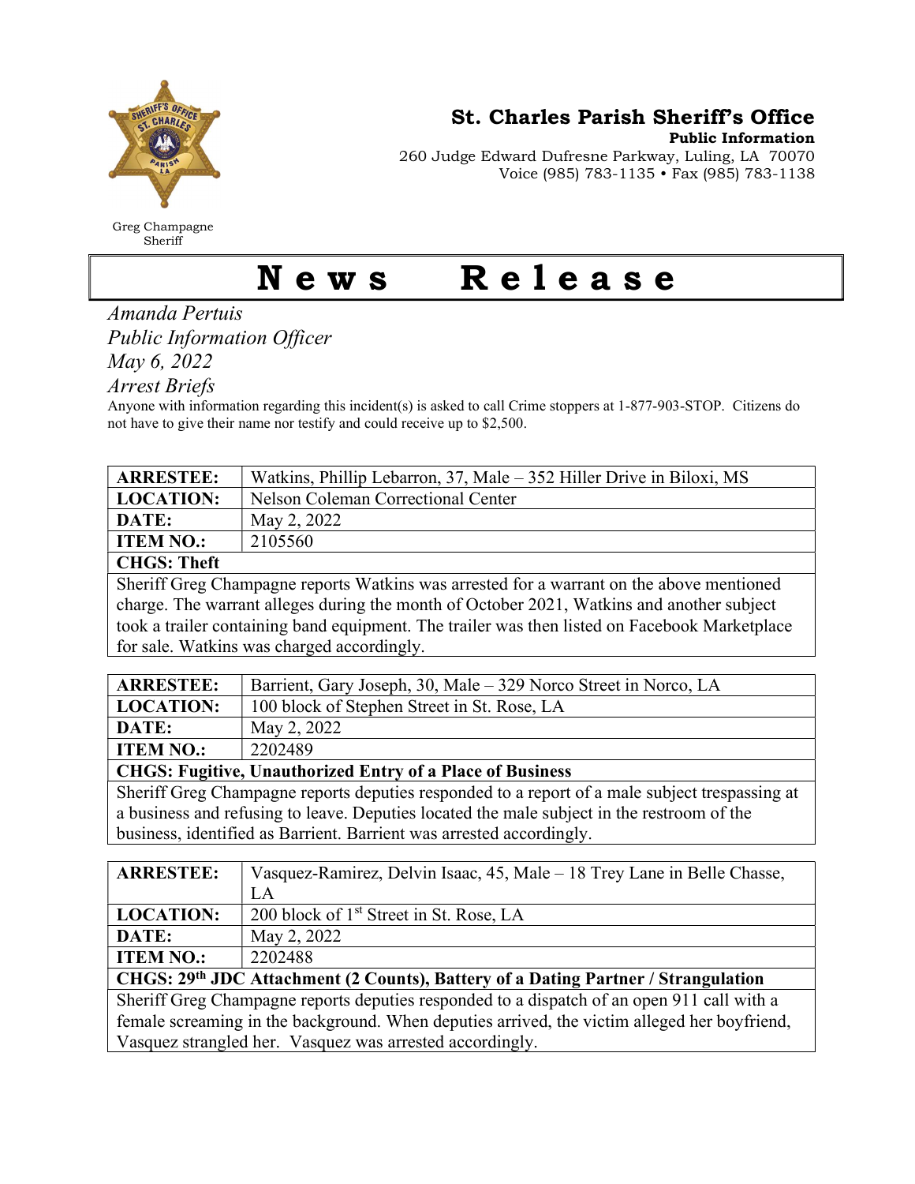Greg Champagne
Sheriff

**St. Charles Parish Sheriff's Office**
**Public Information**
260 Judge Edward Dufresne Parkway, Luling, LA 70070
Voice (985) 783-1135 • Fax (985) 783-1138

# News Release

*Amanda Pertuis*
*Public Information Officer*
*May 6, 2022*
*Arrest Briefs*

Anyone with information regarding this incident(s) is asked to call Crime stoppers at 1-877-903-STOP. Citizens do not have to give their name nor testify and could receive up to $2,500.

| | |
|---|---|
| **ARRESTEE:** | Watkins, Phillip Lebarron, 37, Male – 352 Hiller Drive in Biloxi, MS |
| **LOCATION:** | Nelson Coleman Correctional Center |
| **DATE:** | May 2, 2022 |
| **ITEM NO.:** | 2105560 |
| **CHGS: Theft** | |
| Sheriff Greg Champagne reports Watkins was arrested for a warrant on the above mentioned charge. The warrant alleges during the month of October 2021, Watkins and another subject took a trailer containing band equipment. The trailer was then listed on Facebook Marketplace for sale. Watkins was charged accordingly. | |

| | |
|---|---|
| **ARRESTEE:** | Barrient, Gary Joseph, 30, Male – 329 Norco Street in Norco, LA |
| **LOCATION:** | 100 block of Stephen Street in St. Rose, LA |
| **DATE:** | May 2, 2022 |
| **ITEM NO.:** | 2202489 |
| **CHGS: Fugitive, Unauthorized Entry of a Place of Business** | |
| Sheriff Greg Champagne reports deputies responded to a report of a male subject trespassing at a business and refusing to leave. Deputies located the male subject in the restroom of the business, identified as Barrient. Barrient was arrested accordingly. | |

| | |
|---|---|
| **ARRESTEE:** | Vasquez-Ramirez, Delvin Isaac, 45, Male – 18 Trey Lane in Belle Chasse, LA |
| **LOCATION:** | 200 block of 1st Street in St. Rose, LA |
| **DATE:** | May 2, 2022 |
| **ITEM NO.:** | 2202488 |
| **CHGS: 29th JDC Attachment (2 Counts), Battery of a Dating Partner / Strangulation** | |
| Sheriff Greg Champagne reports deputies responded to a dispatch of an open 911 call with a female screaming in the background. When deputies arrived, the victim alleged her boyfriend, Vasquez strangled her. Vasquez was arrested accordingly. | |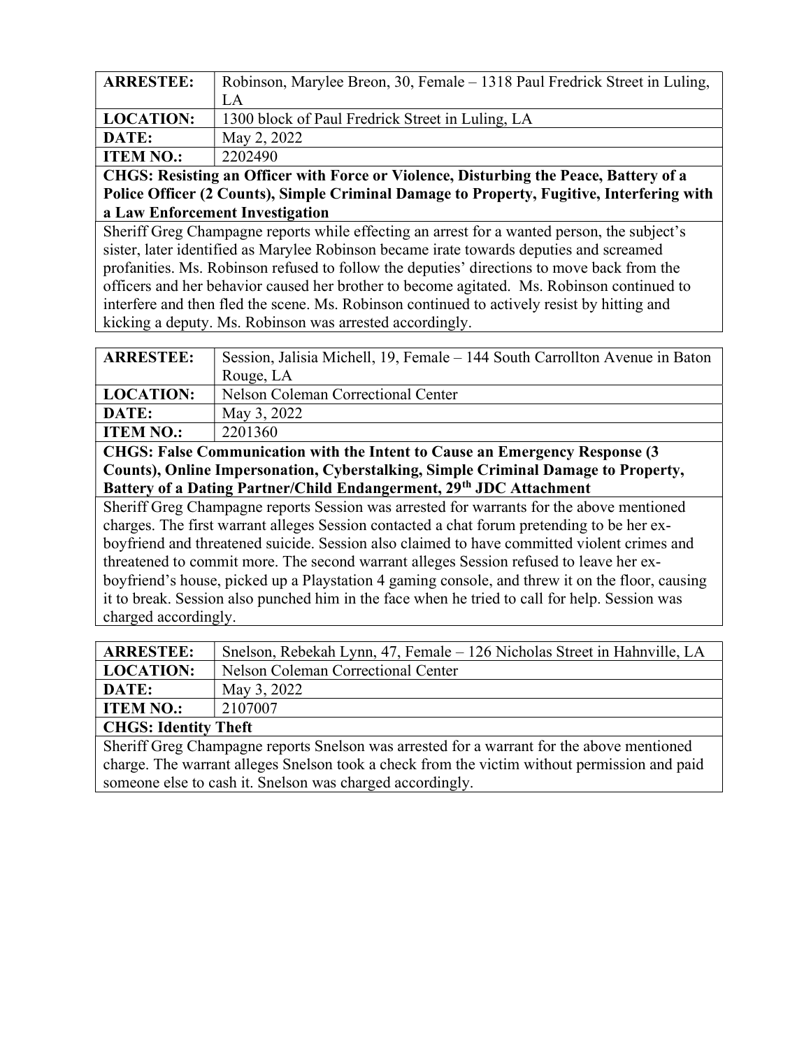| | |
|---|---|
| **ARRESTEE:** | Robinson, Marylee Breon, 30, Female – 1318 Paul Fredrick Street in Luling, LA |
| **LOCATION:** | 1300 block of Paul Fredrick Street in Luling, LA |
| **DATE:** | May 2, 2022 |
| **ITEM NO.:** | 2202490 |

**CHGS: Resisting an Officer with Force or Violence, Disturbing the Peace, Battery of a Police Officer (2 Counts), Simple Criminal Damage to Property, Fugitive, Interfering with a Law Enforcement Investigation**

Sheriff Greg Champagne reports while effecting an arrest for a wanted person, the subject's sister, later identified as Marylee Robinson became irate towards deputies and screamed profanities. Ms. Robinson refused to follow the deputies' directions to move back from the officers and her behavior caused her brother to become agitated. Ms. Robinson continued to interfere and then fled the scene. Ms. Robinson continued to actively resist by hitting and kicking a deputy. Ms. Robinson was arrested accordingly.

| | |
|---|---|
| **ARRESTEE:** | Session, Jalisia Michell, 19, Female – 144 South Carrollton Avenue in Baton Rouge, LA |
| **LOCATION:** | Nelson Coleman Correctional Center |
| **DATE:** | May 3, 2022 |
| **ITEM NO.:** | 2201360 |

**CHGS: False Communication with the Intent to Cause an Emergency Response (3 Counts), Online Impersonation, Cyberstalking, Simple Criminal Damage to Property, Battery of a Dating Partner/Child Endangerment, 29th JDC Attachment**

Sheriff Greg Champagne reports Session was arrested for warrants for the above mentioned charges. The first warrant alleges Session contacted a chat forum pretending to be her ex-boyfriend and threatened suicide. Session also claimed to have committed violent crimes and threatened to commit more. The second warrant alleges Session refused to leave her ex-boyfriend's house, picked up a Playstation 4 gaming console, and threw it on the floor, causing it to break. Session also punched him in the face when he tried to call for help. Session was charged accordingly.

| | |
|---|---|
| **ARRESTEE:** | Snelson, Rebekah Lynn, 47, Female – 126 Nicholas Street in Hahnville, LA |
| **LOCATION:** | Nelson Coleman Correctional Center |
| **DATE:** | May 3, 2022 |
| **ITEM NO.:** | 2107007 |

**CHGS: Identity Theft**

Sheriff Greg Champagne reports Snelson was arrested for a warrant for the above mentioned charge. The warrant alleges Snelson took a check from the victim without permission and paid someone else to cash it. Snelson was charged accordingly.